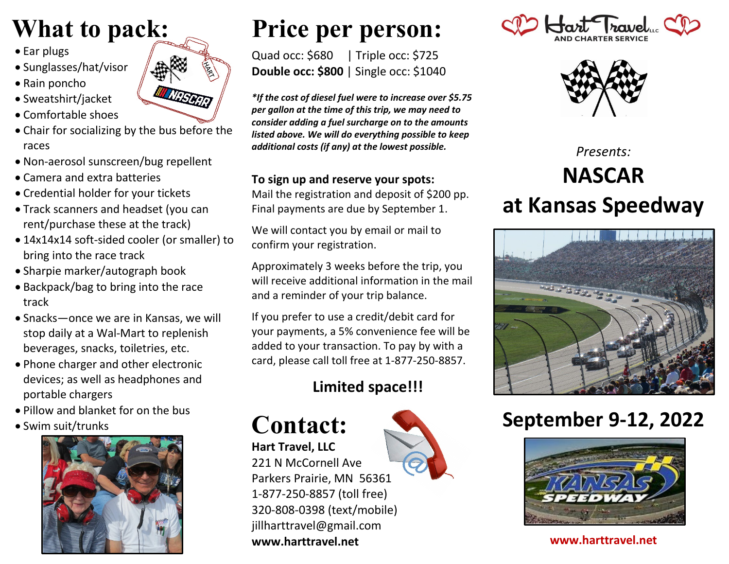# What to pack:

- Ear plugs
- Sunglasses/hat/visor
- Rain poncho
- Sweatshirt/jacket
- Comfortable shoes
- Chair for socializing by the bus before the races
- Non-aerosol sunscreen/bug repellent
- Camera and extra batteries
- Credential holder for your tickets
- Track scanners and headset (you can rent/purchase these at the track)
- 14x14x14 soft-sided cooler (or smaller) to bring into the race track
- Sharpie marker/autograph book
- Backpack/bag to bring into the race track
- Snacks—once we are in Kansas, we will stop daily at a Wal-Mart to replenish beverages, snacks, toiletries, etc.
- Phone charger and other electronic devices; as well as headphones and portable chargers
- Pillow and blanket for on the bus
- Swim suit/trunks

# Price per person:

Quad occ: $680 | Triple occ: $725
**Double occ: $800** | Single occ: $1040

***If the cost of diesel fuel were to increase over $5.75 per gallon at the time of this trip, we may need to consider adding a fuel surcharge on to the amounts listed above. We will do everything possible to keep additional costs (if any) at the lowest possible.***

**To sign up and reserve your spots:**
Mail the registration and deposit of $200 pp. Final payments are due by September 1.

We will contact you by email or mail to confirm your registration.

Approximately 3 weeks before the trip, you will receive additional information in the mail and a reminder of your trip balance.

If you prefer to use a credit/debit card for your payments, a 5% convenience fee will be added to your transaction. To pay by with a card, please call toll free at 1-877-250-8857.

**Limited space!!!**

# Contact:

**Hart Travel, LLC**
221 N McCornell Ave
Parkers Prairie, MN 56361
1-877-250-8857 (toll free)
320-808-0398 (text/mobile)
jillharttravel@gmail.com
**www.harttravel.net**

Hart Travel LLC AND CHARTER SERVICE

*Presents:*

## NASCAR at Kansas Speedway

## September 9-12, 2022

**www.harttravel.net**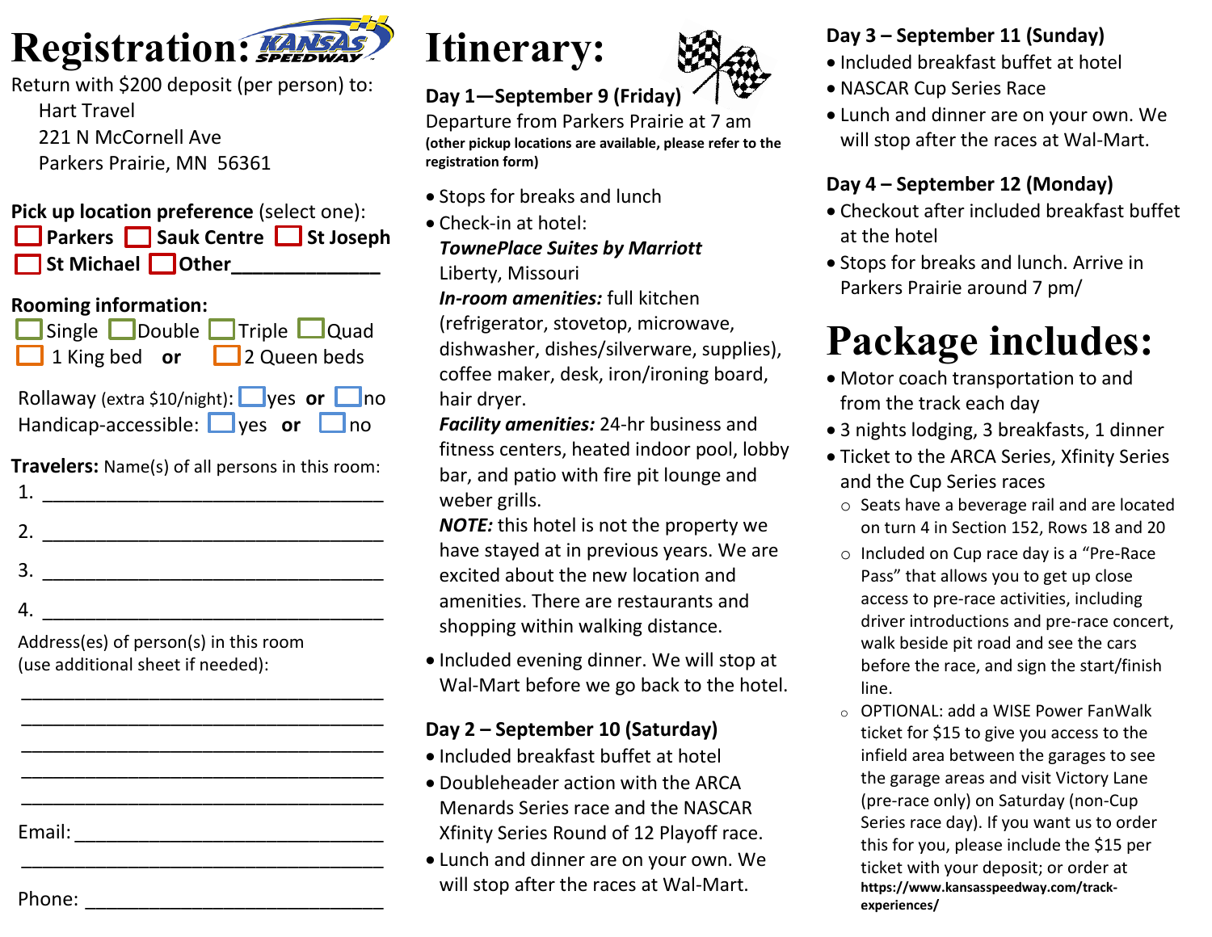# Registration:

Return with $200 deposit (per person) to:
Hart Travel
221 N McCornell Ave
Parkers Prairie, MN 56361

**Pick up location preference** (select one):
☐ **Parkers** ☐ **Sauk Centre** ☐ **St Joseph**
☐ **St Michael** ☐ **Other**_______________

**Rooming information:**
☐ Single ☐ Double ☐ Triple ☐ Quad
☐ 1 King bed **or** ☐ 2 Queen beds

Rollaway (extra $10/night): ☐ yes **or** ☐ no
Handicap-accessible: ☐ yes **or** ☐ no

**Travelers:** Name(s) of all persons in this room:

1. ___________________________________
2. ___________________________________
3. ___________________________________
4. ___________________________________

Address(es) of person(s) in this room
(use additional sheet if needed):

___________________________________
___________________________________
___________________________________
___________________________________
___________________________________

Email: ______________________________
___________________________________

Phone: _____________________________

# Itinerary:

**Day 1—September 9 (Friday)**

Departure from Parkers Prairie at 7 am
**(other pickup locations are available, please refer to the registration form)**

- Stops for breaks and lunch
- Check-in at hotel:
  ***TownePlace Suites by Marriott***
  Liberty, Missouri
  ***In-room amenities:*** full kitchen (refrigerator, stovetop, microwave, dishwasher, dishes/silverware, supplies), coffee maker, desk, iron/ironing board, hair dryer.
  ***Facility amenities:*** 24-hr business and fitness centers, heated indoor pool, lobby bar, and patio with fire pit lounge and weber grills.
  ***NOTE:*** this hotel is not the property we have stayed at in previous years. We are excited about the new location and amenities. There are restaurants and shopping within walking distance.
- Included evening dinner. We will stop at Wal-Mart before we go back to the hotel.

**Day 2 – September 10 (Saturday)**

- Included breakfast buffet at hotel
- Doubleheader action with the ARCA Menards Series race and the NASCAR Xfinity Series Round of 12 Playoff race.
- Lunch and dinner are on your own. We will stop after the races at Wal-Mart.

**Day 3 – September 11 (Sunday)**

- Included breakfast buffet at hotel
- NASCAR Cup Series Race
- Lunch and dinner are on your own. We will stop after the races at Wal-Mart.

**Day 4 – September 12 (Monday)**

- Checkout after included breakfast buffet at the hotel
- Stops for breaks and lunch. Arrive in Parkers Prairie around 7 pm/

# Package includes:

- Motor coach transportation to and from the track each day
- 3 nights lodging, 3 breakfasts, 1 dinner
- Ticket to the ARCA Series, Xfinity Series and the Cup Series races
  - Seats have a beverage rail and are located on turn 4 in Section 152, Rows 18 and 20
  - Included on Cup race day is a "Pre-Race Pass" that allows you to get up close access to pre-race activities, including driver introductions and pre-race concert, walk beside pit road and see the cars before the race, and sign the start/finish line.
  - OPTIONAL: add a WISE Power FanWalk ticket for $15 to give you access to the infield area between the garages to see the garage areas and visit Victory Lane (pre-race only) on Saturday (non-Cup Series race day). If you want us to order this for you, please include the $15 per ticket with your deposit; or order at **https://www.kansasspeedway.com/track-experiences/**